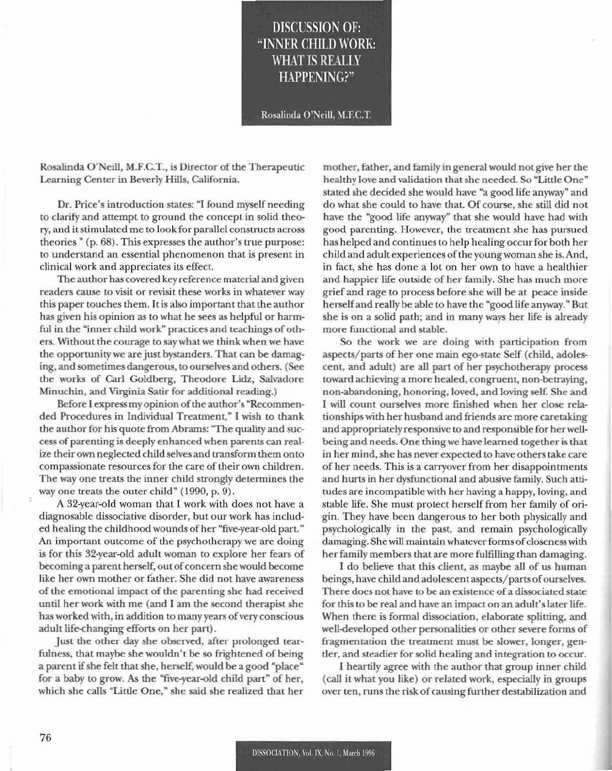# DISCUSSION OF: "INNER CHILD WORK: WHAT IS REALLY HAPPENING?"

Rosalinda O'Neill, M.F.C.T.

Rosalinda O'Neill, M.F.C.T., is Director of the Therapeutic Learning Center in Beverly Hills, California.

Dr. Price's introduction states: "I found myself needing to clarify and attempt to ground the concept in solid theory, and it stimulated me to look for parallel constructs across theories " (p. 68). This expresses the author's true purpose: to understand an essential phenomenon that is present in clinical work and appreciates its effect.

The author has covered key reference material and given readers cause to visit or revisit these works in whatever way this paper touches them. It is also important that the author has given his opinion as to what he sees as helpful or harmful in the "inner child work" practices and teachings of others. Without the courage to say what we think when we have the opportunity we are just bystanders. That can be damaging, and sometimes dangerous, to ourselves and others. (See the works of Carl Goldberg, Theodore Lidz, Salvadore Minuchin, and Virginia Satir for additional reading.)

Before I express my opinion of the author's "Recommended Procedures in Individual Treatment," I wish to thank the author for his quote from Abrams: "The quality and success of parenting is deeply enhanced when parents can realize their own neglected child selves and transform them onto compassionate resources for the care of their own children. The way one treats the inner child strongly determines the way one treats the outer child" (1990, p. 9).

A 32-year-old woman that I work with does not have a diagnosable dissociative disorder, but our work has included healing the childhood wounds of her "five-year-old part." An important outcome of the psychotherapy we are doing is for this 32-year-old adult woman to explore her fears of becoming a parent herself, out of concern she would become like her own mother or father. She did not have awareness of the emotional impact of the parenting she had received until her work with me (and I am the second therapist she has worked with, in addition to many years of very conscious adult life-changing efforts on her part).

Just the other day she observed, after prolonged tearfulness, that maybe she wouldn't be so frightened of being a parent if she felt that she, herself, would be a good "place" for a baby to grow. As the "five-year-old child part" of her, which she calls "Little One," she said she realized that her mother, father, and family in general would not give her the healthy love and validation that she needed. So "Little One" stated she decided she would have "a good life anyway" and do what she could to have that. Of course, she still did not have the "good life anyway" that she would have had with good parenting. However, the treatment she has pursued has helped and continues to help healing occur for both her child and adult experiences of the young woman she is. And, in fact, she has done a lot on her own to have a healthier and happier life outside of her family. She has much more grief and rage to process before she will be at peace inside herself and really be able to have the "good life anyway." But she is on a solid path; and in many ways her life is already more functional and stable.

So the work we are doing with participation from aspects/parts of her one main ego-state Self (child, adolescent, and adult) are all part of her psychotherapy process toward achieving a more healed, congruent, non-betraying, non-abandoning, honoring, loved, and loving self. She and I will count ourselves more finished when her close relationships with her husband and friends are more caretaking and appropriately responsive to and responsible for her well-being and needs. One thing we have learned together is that in her mind, she has never expected to have others take care of her needs. This is a carryover from her disappointments and hurts in her dysfunctional and abusive family. Such attitudes are incompatible with her having a happy, loving, and stable life. She must protect herself from her family of origin. They have been dangerous to her both physically and psychologically in the past, and remain psychologically damaging. She will maintain whatever forms of closeness with her family members that are more fulfilling than damaging.

I do believe that this client, as maybe all of us human beings, have child and adolescent aspects/parts of ourselves. There does not have to be an existence of a dissociated state for this to be real and have an impact on an adult's later life. When there is formal dissociation, elaborate splitting, and well-developed other personalities or other severe forms of fragmentation the treatment must be slower, longer, gentler, and steadier for solid healing and integration to occur.

I heartily agree with the author that group inner child (call it what you like) or related work, especially in groups over ten, runs the risk of causing further destabilization and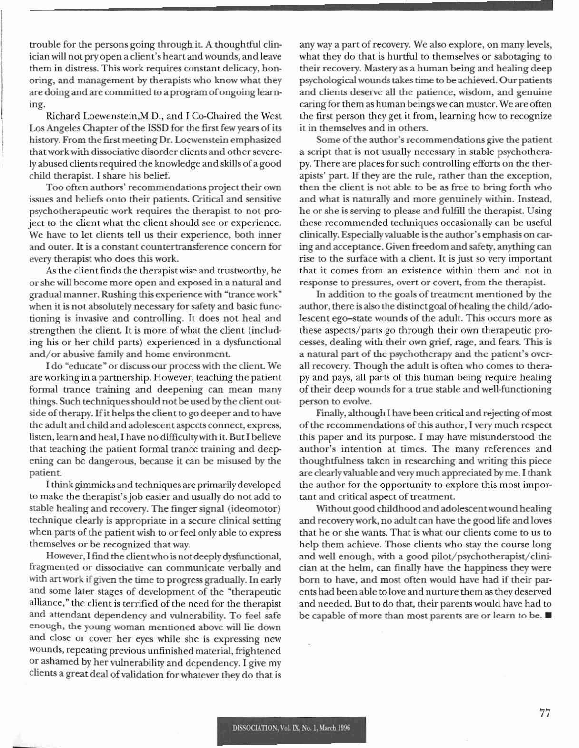trouble for the persons going through it. A thoughtful clinician will not pry open a client's heart and wounds, and leave them in distress. This work requires constant delicacy, honoring, and management by therapists who know what they are doing and are committed to a program of ongoing learning.

Richard Loewenstein,M.D., and I Co-Chaired the West Los Angeles Chapter of the ISSD for the first few years of its history. From the first meeting Dr. Loewenstein emphasized that work with dissociative disorder clients and other severely abused clients required the knowledge and skills of a good child therapist. I share his belief.

Too often authors' recommendations project their own issues and beliefs onto their patients. Critical and sensitive psychotherapeutic work requires the therapist to not project to the client what the client should see or experience. We have to let clients tell us their experience, both inner and outer. It is a constant countertransference concern for every therapist who does this work.

As the client finds the therapist wise and trustworthy, he or she will become more open and exposed in a natural and gradual manner. Rushing this experience with "trance work" when it is not absolutely necessary for safety and basic functioning is invasive and controlling. It does not heal and strengthen the client. It is more of what the client (including his or her child parts) experienced in a dysfunctional and/or abusive family and home environment.

I do "educate" or discuss our process with the client. We are working in a partnership. However, teaching the patient formal trance training and deepening can mean many things. Such techniques should not be used by the client outside of therapy. If it helps the client to go deeper and to have the adult and child and adolescent aspects connect, express, listen, learn and heal, I have no difficulty with it. But I believe that teaching the patient formal trance training and deepening can be dangerous, because it can be misused by the patient.

I think gimmicks and techniques are primarily developed to make the therapist's job easier and usually do not add to stable healing and recovery. The finger signal (ideomotor) technique clearly is appropriate in a secure clinical setting when parts of the patient wish to or feel only able to express themselves or be recognized that way.

However, I find the client who is not deeply dysfunctional, fragmented or dissociative can communicate verbally and with art work if given the time to progress gradually. In early and some later stages of development of the "therapeutic alliance," the client is terrified of the need for the therapist and attendant dependency and vulnerability. To feel safe enough, the young woman mentioned above will lie down and close or cover her eyes while she is expressing new wounds, repeating previous unfinished material, frightened or ashamed by her vulnerability and dependency. I give my clients a great deal of validation for whatever they do that is any way a part of recovery. We also explore, on many levels, what they do that is hurtful to themselves or sabotaging to their recovery. Mastery as a human being and healing deep psychological wounds takes time to be achieved. Our patients and clients deserve all the patience, wisdom, and genuine caring for them as human beings we can muster. We are often the first person they get it from, learning how to recognize it in themselves and in others.

Some of the author's recommendations give the patient a script that is not usually necessary in stable psychotherapy. There are places for such controlling efforts on the therapists' part. If they are the rule, rather than the exception, then the client is not able to be as free to bring forth who and what is naturally and more genuinely within. Instead, he or she is serving to please and fulfill the therapist. Using these recommended techniques occasionally can be useful clinically. Especially valuable is the author's emphasis on caring and acceptance. Given freedom and safety, anything can rise to the surface with a client. It is just so very important that it comes from an existence within them and not in response to pressures, overt or covert, from the therapist.

In addition to the goals of treatment mentioned by the author, there is also the distinct goal of healing the child/adolescent ego-state wounds of the adult. This occurs more as these aspects/parts go through their own therapeutic processes, dealing with their own grief, rage, and fears. This is a natural part of the psychotherapy and the patient's overall recovery. Though the adult is often who comes to therapy and pays, all parts of this human being require healing of their deep wounds for a true stable and well-functioning person to evolve.

Finally, although I have been critical and rejecting of most of the recommendations of this author, I very much respect this paper and its purpose. I may have misunderstood the author's intention at times. The many references and thoughtfulness taken in researching and writing this piece are clearly valuable and very much appreciated by me. I thank the author for the opportunity to explore this most important and critical aspect of treatment.

Without good childhood and adolescent wound healing and recovery work, no adult can have the good life and loves that he or she wants. That is what our clients come to us to help them achieve. Those clients who stay the course long and well enough, with a good pilot/psychotherapist/clinician at the helm, can finally have the happiness they were born to have, and most often would have had if their parents had been able to love and nurture them as they deserved and needed. But to do that, their parents would have had to be capable of more than most parents are or learn to be. ■